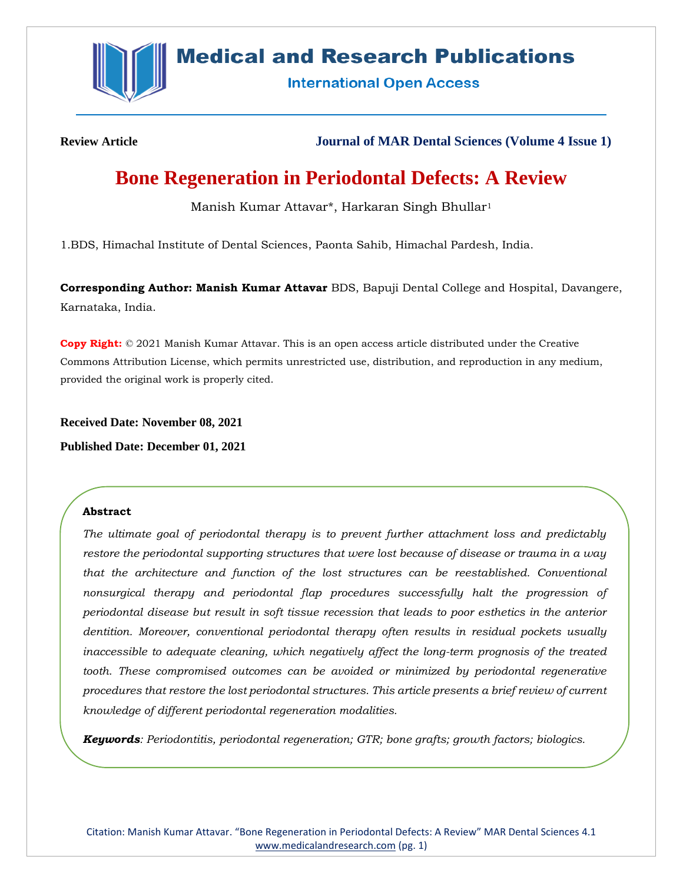**Review Article** **Journal of MAR Dental Sciences (Volume 4 Issue 1)**

# Bone Regeneration in Periodontal Defects: A Review

Manish Kumar Attavar*, Harkaran Singh Bhullar[1]

1.BDS, Himachal Institute of Dental Sciences, Paonta Sahib, Himachal Pardesh, India.

**Corresponding Author: Manish Kumar Attavar** BDS, Bapuji Dental College and Hospital, Davangere, Karnataka, India.

**Copy Right:** © 2021 Manish Kumar Attavar. This is an open access article distributed under the Creative Commons Attribution License, which permits unrestricted use, distribution, and reproduction in any medium, provided the original work is properly cited.

**Received Date: November 08, 2021**

**Published Date: December 01, 2021**

**Abstract**

*The ultimate goal of periodontal therapy is to prevent further attachment loss and predictably restore the periodontal supporting structures that were lost because of disease or trauma in a way that the architecture and function of the lost structures can be reestablished. Conventional nonsurgical therapy and periodontal flap procedures successfully halt the progression of periodontal disease but result in soft tissue recession that leads to poor esthetics in the anterior dentition. Moreover, conventional periodontal therapy often results in residual pockets usually inaccessible to adequate cleaning, which negatively affect the long-term prognosis of the treated tooth. These compromised outcomes can be avoided or minimized by periodontal regenerative procedures that restore the lost periodontal structures. This article presents a brief review of current knowledge of different periodontal regeneration modalities.*

***Keywords****: Periodontitis, periodontal regeneration; GTR; bone grafts; growth factors; biologics.*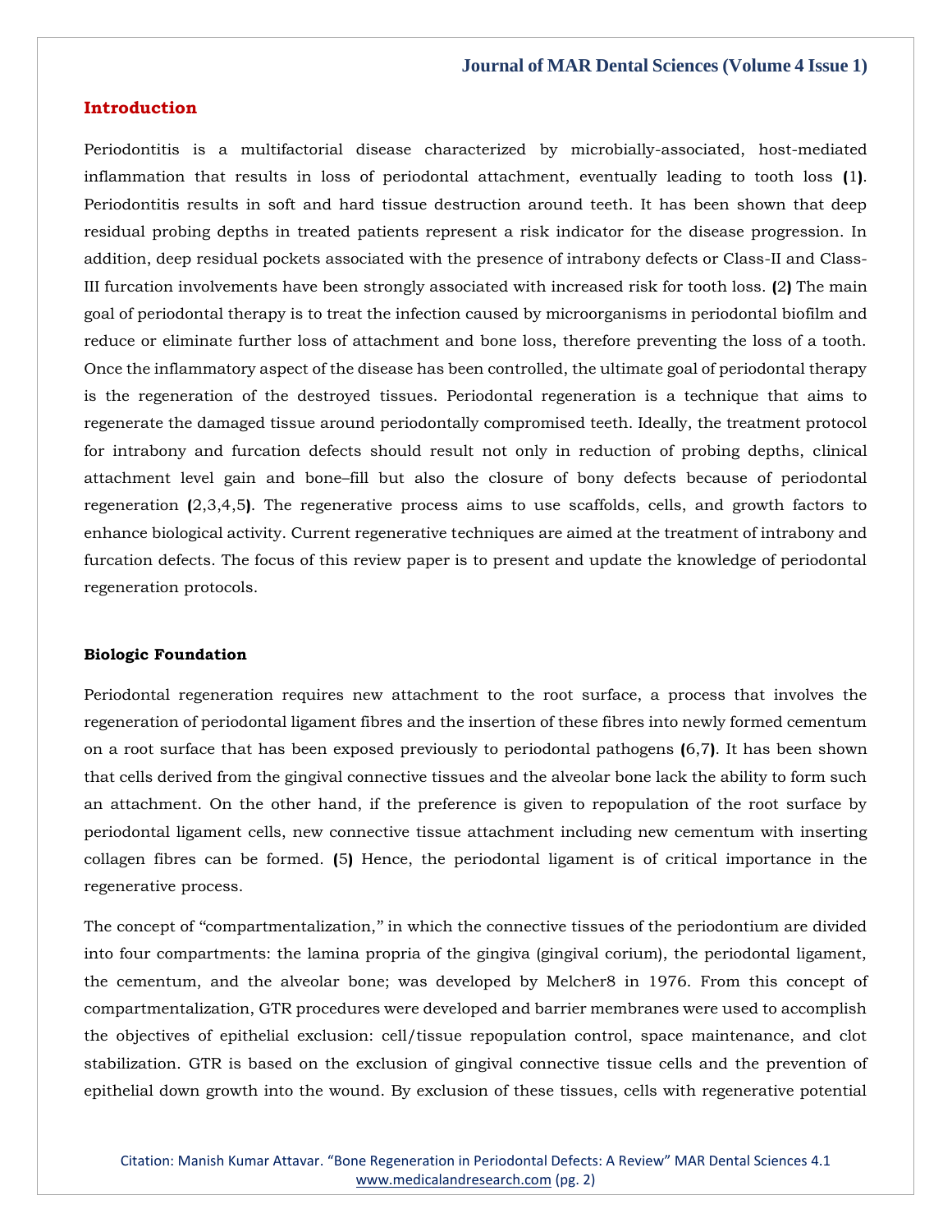## Introduction

Periodontitis is a multifactorial disease characterized by microbially-associated, host-mediated inflammation that results in loss of periodontal attachment, eventually leading to tooth loss (1). Periodontitis results in soft and hard tissue destruction around teeth. It has been shown that deep residual probing depths in treated patients represent a risk indicator for the disease progression. In addition, deep residual pockets associated with the presence of intrabony defects or Class-II and Class-III furcation involvements have been strongly associated with increased risk for tooth loss. (2) The main goal of periodontal therapy is to treat the infection caused by microorganisms in periodontal biofilm and reduce or eliminate further loss of attachment and bone loss, therefore preventing the loss of a tooth. Once the inflammatory aspect of the disease has been controlled, the ultimate goal of periodontal therapy is the regeneration of the destroyed tissues. Periodontal regeneration is a technique that aims to regenerate the damaged tissue around periodontally compromised teeth. Ideally, the treatment protocol for intrabony and furcation defects should result not only in reduction of probing depths, clinical attachment level gain and bone–fill but also the closure of bony defects because of periodontal regeneration (2,3,4,5). The regenerative process aims to use scaffolds, cells, and growth factors to enhance biological activity. Current regenerative techniques are aimed at the treatment of intrabony and furcation defects. The focus of this review paper is to present and update the knowledge of periodontal regeneration protocols.

### Biologic Foundation

Periodontal regeneration requires new attachment to the root surface, a process that involves the regeneration of periodontal ligament fibres and the insertion of these fibres into newly formed cementum on a root surface that has been exposed previously to periodontal pathogens (6,7). It has been shown that cells derived from the gingival connective tissues and the alveolar bone lack the ability to form such an attachment. On the other hand, if the preference is given to repopulation of the root surface by periodontal ligament cells, new connective tissue attachment including new cementum with inserting collagen fibres can be formed. (5) Hence, the periodontal ligament is of critical importance in the regenerative process.

The concept of "compartmentalization," in which the connective tissues of the periodontium are divided into four compartments: the lamina propria of the gingiva (gingival corium), the periodontal ligament, the cementum, and the alveolar bone; was developed by Melcher8 in 1976. From this concept of compartmentalization, GTR procedures were developed and barrier membranes were used to accomplish the objectives of epithelial exclusion: cell/tissue repopulation control, space maintenance, and clot stabilization. GTR is based on the exclusion of gingival connective tissue cells and the prevention of epithelial down growth into the wound. By exclusion of these tissues, cells with regenerative potential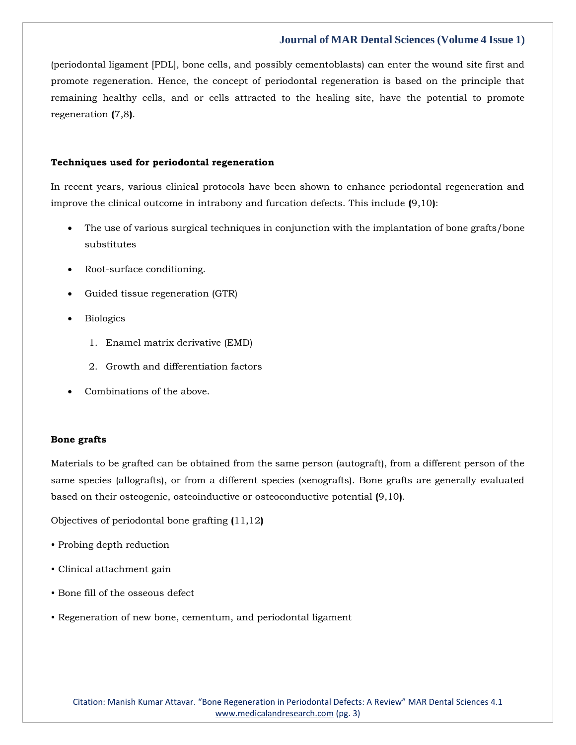(periodontal ligament [PDL], bone cells, and possibly cementoblasts) can enter the wound site first and promote regeneration. Hence, the concept of periodontal regeneration is based on the principle that remaining healthy cells, and or cells attracted to the healing site, have the potential to promote regeneration (7,8).

**Techniques used for periodontal regeneration**

In recent years, various clinical protocols have been shown to enhance periodontal regeneration and improve the clinical outcome in intrabony and furcation defects. This include (9,10):

- The use of various surgical techniques in conjunction with the implantation of bone grafts/bone substitutes
- Root-surface conditioning.
- Guided tissue regeneration (GTR)
- Biologics
    1. Enamel matrix derivative (EMD)
    2. Growth and differentiation factors
- Combinations of the above.

**Bone grafts**

Materials to be grafted can be obtained from the same person (autograft), from a different person of the same species (allografts), or from a different species (xenografts). Bone grafts are generally evaluated based on their osteogenic, osteoinductive or osteoconductive potential (9,10).

Objectives of periodontal bone grafting (11,12)

- Probing depth reduction
- Clinical attachment gain
- Bone fill of the osseous defect
- Regeneration of new bone, cementum, and periodontal ligament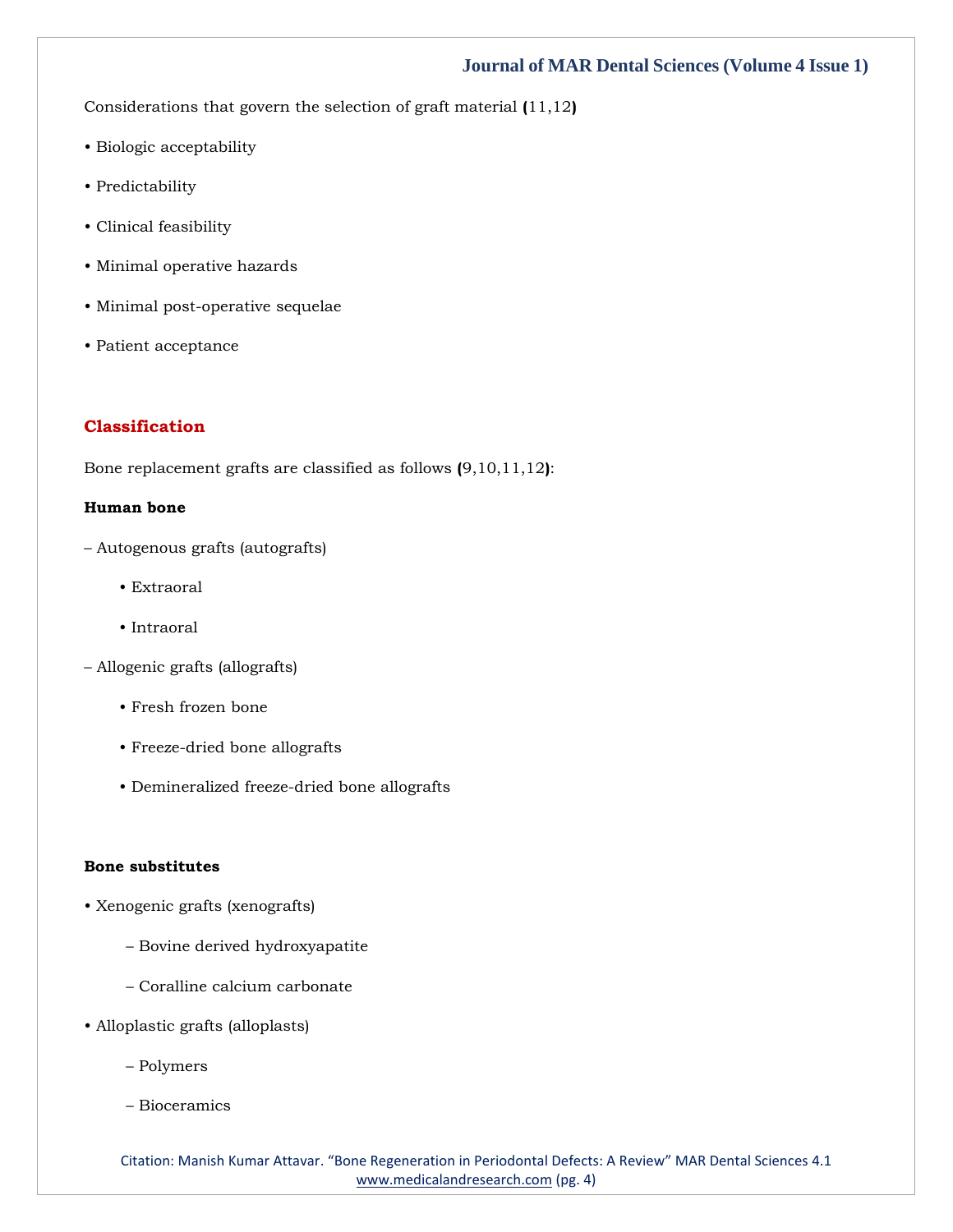Considerations that govern the selection of graft material (11,12)

• Biologic acceptability

• Predictability

• Clinical feasibility

• Minimal operative hazards

• Minimal post-operative sequelae

• Patient acceptance

## Classification

Bone replacement grafts are classified as follows (9,10,11,12):

**Human bone**

– Autogenous grafts (autografts)

    • Extraoral

    • Intraoral

– Allogenic grafts (allografts)

    • Fresh frozen bone

    • Freeze-dried bone allografts

    • Demineralized freeze-dried bone allografts

**Bone substitutes**

• Xenogenic grafts (xenografts)

    – Bovine derived hydroxyapatite

    – Coralline calcium carbonate

• Alloplastic grafts (alloplasts)

    – Polymers

    – Bioceramics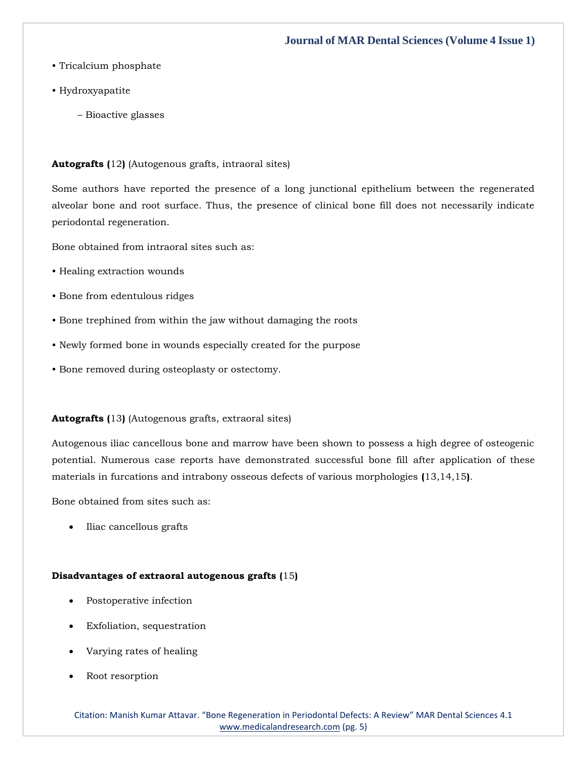- Tricalcium phosphate
- Hydroxyapatite
  - Bioactive glasses

**Autografts (**12**)** (Autogenous grafts, intraoral sites)

Some authors have reported the presence of a long junctional epithelium between the regenerated alveolar bone and root surface. Thus, the presence of clinical bone fill does not necessarily indicate periodontal regeneration.

Bone obtained from intraoral sites such as:

- Healing extraction wounds
- Bone from edentulous ridges
- Bone trephined from within the jaw without damaging the roots
- Newly formed bone in wounds especially created for the purpose
- Bone removed during osteoplasty or ostectomy.

**Autografts (**13**)** (Autogenous grafts, extraoral sites)

Autogenous iliac cancellous bone and marrow have been shown to possess a high degree of osteogenic potential. Numerous case reports have demonstrated successful bone fill after application of these materials in furcations and intrabony osseous defects of various morphologies **(**13,14,15**)**.

Bone obtained from sites such as:

- Iliac cancellous grafts

**Disadvantages of extraoral autogenous grafts (**15**)**

- Postoperative infection
- Exfoliation, sequestration
- Varying rates of healing
- Root resorption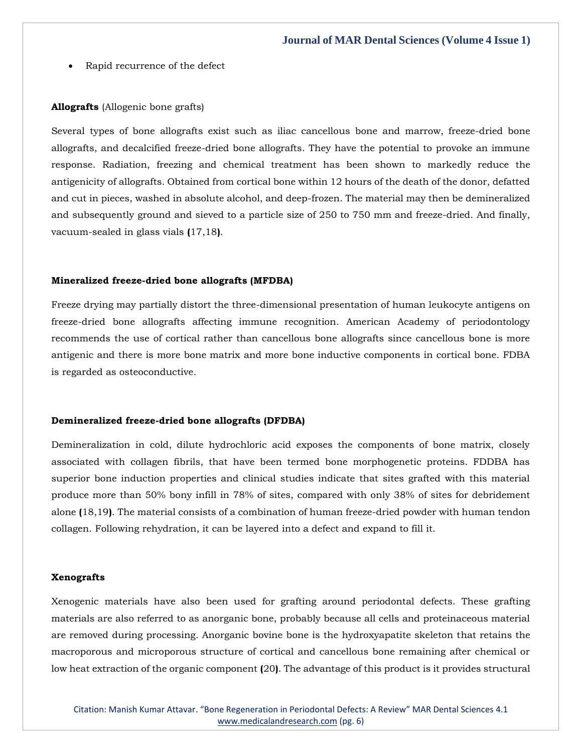- Rapid recurrence of the defect

**Allografts** (Allogenic bone grafts)

Several types of bone allografts exist such as iliac cancellous bone and marrow, freeze-dried bone allografts, and decalcified freeze-dried bone allografts. They have the potential to provoke an immune response. Radiation, freezing and chemical treatment has been shown to markedly reduce the antigenicity of allografts. Obtained from cortical bone within 12 hours of the death of the donor, defatted and cut in pieces, washed in absolute alcohol, and deep-frozen. The material may then be demineralized and subsequently ground and sieved to a particle size of 250 to 750 mm and freeze-dried. And finally, vacuum-sealed in glass vials **(**17,18**)**.

### Mineralized freeze-dried bone allografts (MFDBA)

Freeze drying may partially distort the three-dimensional presentation of human leukocyte antigens on freeze-dried bone allografts affecting immune recognition. American Academy of periodontology recommends the use of cortical rather than cancellous bone allografts since cancellous bone is more antigenic and there is more bone matrix and more bone inductive components in cortical bone. FDBA is regarded as osteoconductive.

### Demineralized freeze-dried bone allografts (DFDBA)

Demineralization in cold, dilute hydrochloric acid exposes the components of bone matrix, closely associated with collagen fibrils, that have been termed bone morphogenetic proteins. FDDBA has superior bone induction properties and clinical studies indicate that sites grafted with this material produce more than 50% bony infill in 78% of sites, compared with only 38% of sites for debridement alone **(**18,19**)**. The material consists of a combination of human freeze-dried powder with human tendon collagen. Following rehydration, it can be layered into a defect and expand to fill it.

### Xenografts

Xenogenic materials have also been used for grafting around periodontal defects. These grafting materials are also referred to as anorganic bone, probably because all cells and proteinaceous material are removed during processing. Anorganic bovine bone is the hydroxyapatite skeleton that retains the macroporous and microporous structure of cortical and cancellous bone remaining after chemical or low heat extraction of the organic component **(**20**)**. The advantage of this product is it provides structural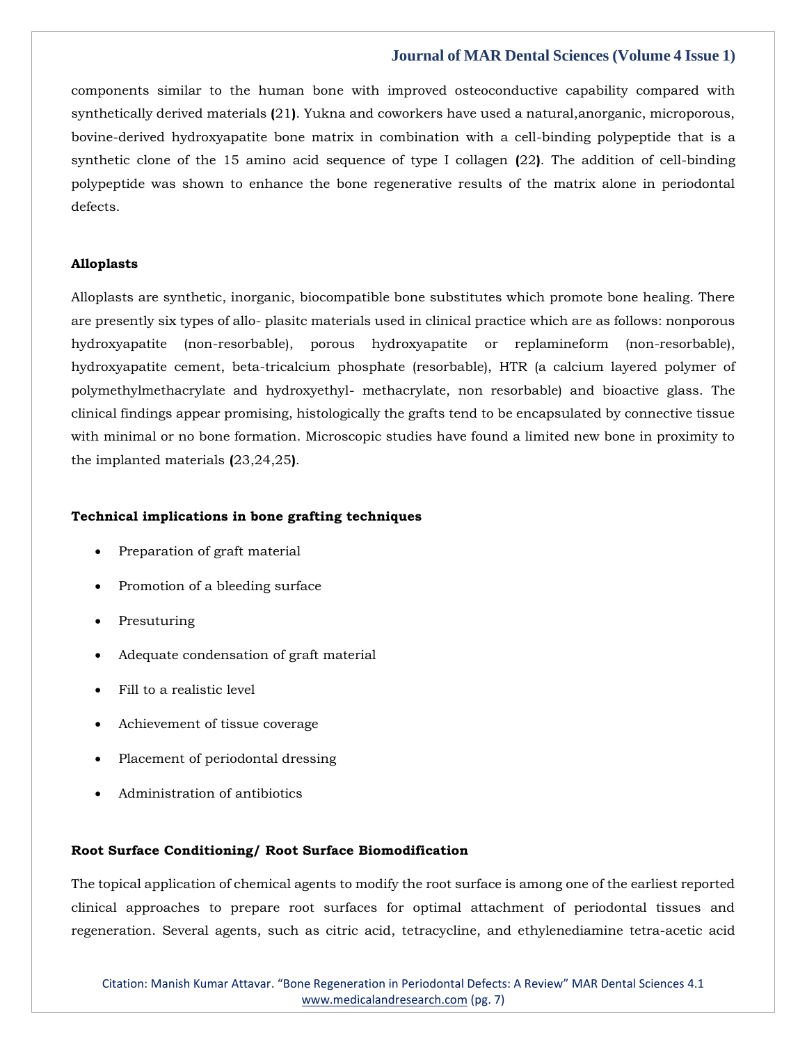components similar to the human bone with improved osteoconductive capability compared with synthetically derived materials (21). Yukna and coworkers have used a natural,anorganic, microporous, bovine-derived hydroxyapatite bone matrix in combination with a cell-binding polypeptide that is a synthetic clone of the 15 amino acid sequence of type I collagen (22). The addition of cell-binding polypeptide was shown to enhance the bone regenerative results of the matrix alone in periodontal defects.

**Alloplasts**

Alloplasts are synthetic, inorganic, biocompatible bone substitutes which promote bone healing. There are presently six types of allo- plasitc materials used in clinical practice which are as follows: nonporous hydroxyapatite (non-resorbable), porous hydroxyapatite or replamineform (non-resorbable), hydroxyapatite cement, beta-tricalcium phosphate (resorbable), HTR (a calcium layered polymer of polymethylmethacrylate and hydroxyethyl- methacrylate, non resorbable) and bioactive glass. The clinical findings appear promising, histologically the grafts tend to be encapsulated by connective tissue with minimal or no bone formation. Microscopic studies have found a limited new bone in proximity to the implanted materials (23,24,25).

**Technical implications in bone grafting techniques**

- Preparation of graft material
- Promotion of a bleeding surface
- Presuturing
- Adequate condensation of graft material
- Fill to a realistic level
- Achievement of tissue coverage
- Placement of periodontal dressing
- Administration of antibiotics

**Root Surface Conditioning/ Root Surface Biomodification**

The topical application of chemical agents to modify the root surface is among one of the earliest reported clinical approaches to prepare root surfaces for optimal attachment of periodontal tissues and regeneration. Several agents, such as citric acid, tetracycline, and ethylenediamine tetra-acetic acid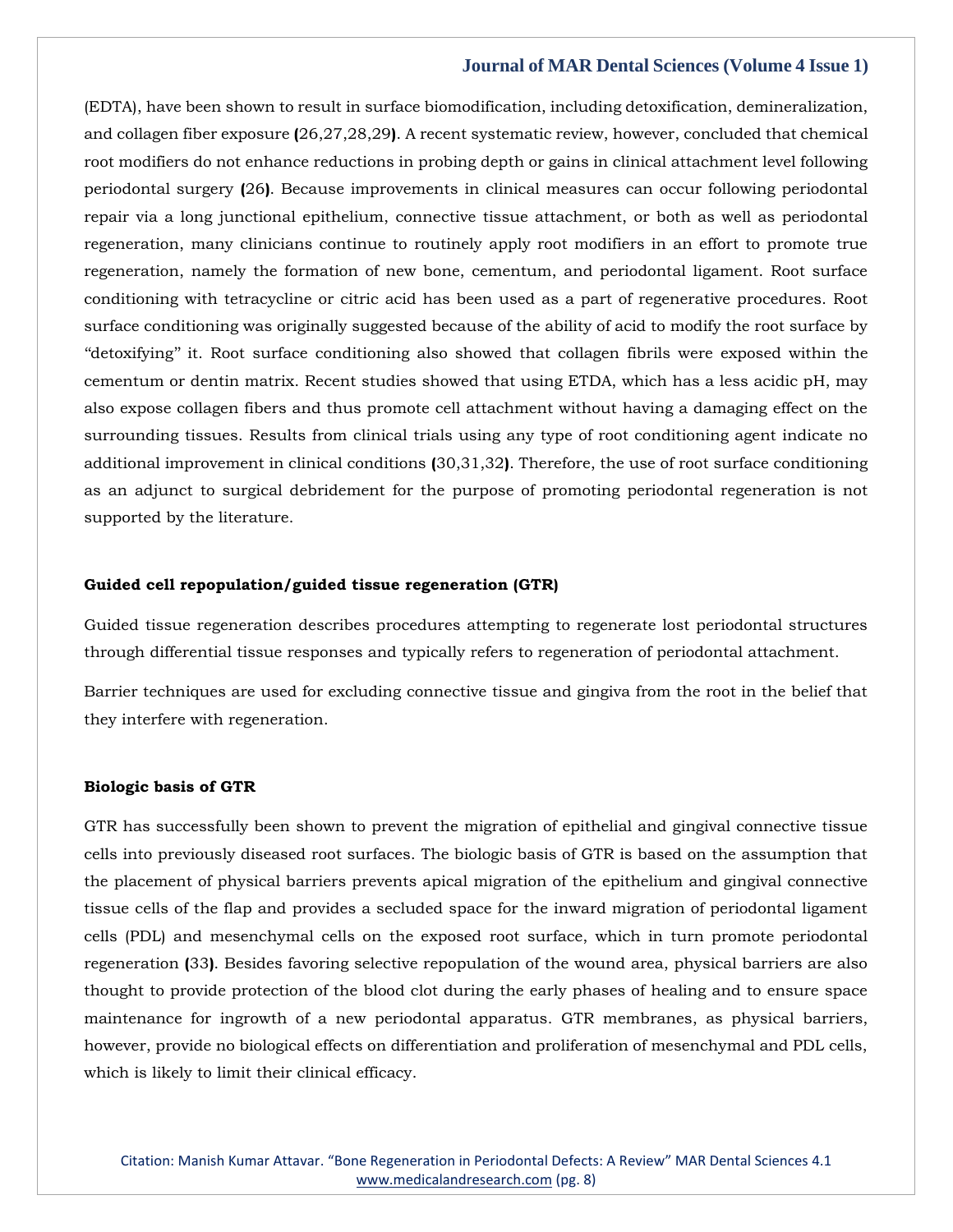(EDTA), have been shown to result in surface biomodification, including detoxification, demineralization, and collagen fiber exposure (26,27,28,29). A recent systematic review, however, concluded that chemical root modifiers do not enhance reductions in probing depth or gains in clinical attachment level following periodontal surgery (26). Because improvements in clinical measures can occur following periodontal repair via a long junctional epithelium, connective tissue attachment, or both as well as periodontal regeneration, many clinicians continue to routinely apply root modifiers in an effort to promote true regeneration, namely the formation of new bone, cementum, and periodontal ligament. Root surface conditioning with tetracycline or citric acid has been used as a part of regenerative procedures. Root surface conditioning was originally suggested because of the ability of acid to modify the root surface by "detoxifying" it. Root surface conditioning also showed that collagen fibrils were exposed within the cementum or dentin matrix. Recent studies showed that using ETDA, which has a less acidic pH, may also expose collagen fibers and thus promote cell attachment without having a damaging effect on the surrounding tissues. Results from clinical trials using any type of root conditioning agent indicate no additional improvement in clinical conditions (30,31,32). Therefore, the use of root surface conditioning as an adjunct to surgical debridement for the purpose of promoting periodontal regeneration is not supported by the literature.

### Guided cell repopulation/guided tissue regeneration (GTR)

Guided tissue regeneration describes procedures attempting to regenerate lost periodontal structures through differential tissue responses and typically refers to regeneration of periodontal attachment.

Barrier techniques are used for excluding connective tissue and gingiva from the root in the belief that they interfere with regeneration.

### Biologic basis of GTR

GTR has successfully been shown to prevent the migration of epithelial and gingival connective tissue cells into previously diseased root surfaces. The biologic basis of GTR is based on the assumption that the placement of physical barriers prevents apical migration of the epithelium and gingival connective tissue cells of the flap and provides a secluded space for the inward migration of periodontal ligament cells (PDL) and mesenchymal cells on the exposed root surface, which in turn promote periodontal regeneration (33). Besides favoring selective repopulation of the wound area, physical barriers are also thought to provide protection of the blood clot during the early phases of healing and to ensure space maintenance for ingrowth of a new periodontal apparatus. GTR membranes, as physical barriers, however, provide no biological effects on differentiation and proliferation of mesenchymal and PDL cells, which is likely to limit their clinical efficacy.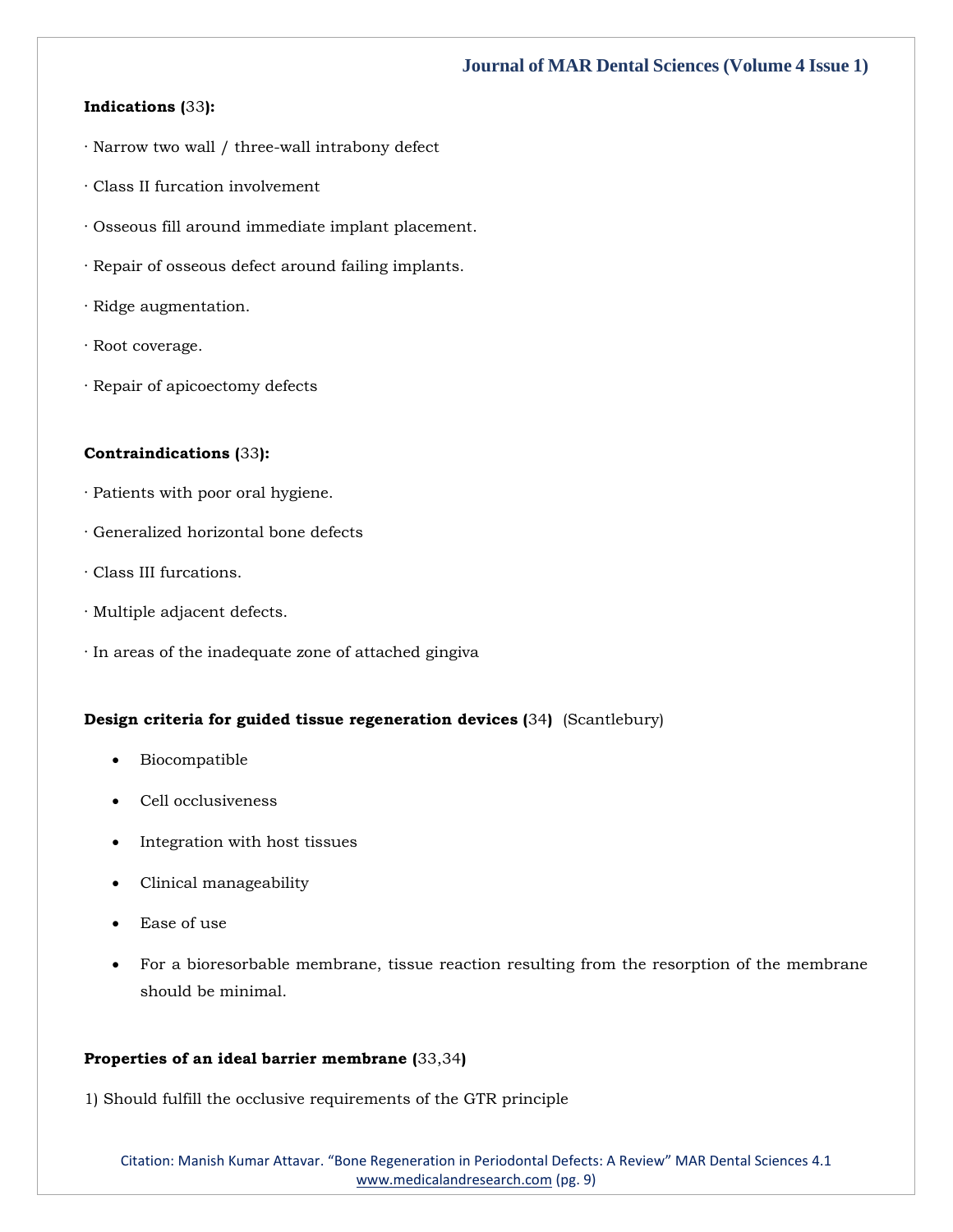**Indications (33):**

· Narrow two wall / three-wall intrabony defect

· Class II furcation involvement

· Osseous fill around immediate implant placement.

· Repair of osseous defect around failing implants.

· Ridge augmentation.

· Root coverage.

· Repair of apicoectomy defects

**Contraindications (33):**

· Patients with poor oral hygiene.

· Generalized horizontal bone defects

· Class III furcations.

· Multiple adjacent defects.

· In areas of the inadequate zone of attached gingiva

**Design criteria for guided tissue regeneration devices (34)** (Scantlebury)

- Biocompatible
- Cell occlusiveness
- Integration with host tissues
- Clinical manageability
- Ease of use
- For a bioresorbable membrane, tissue reaction resulting from the resorption of the membrane should be minimal.

**Properties of an ideal barrier membrane (33,34)**

1) Should fulfill the occlusive requirements of the GTR principle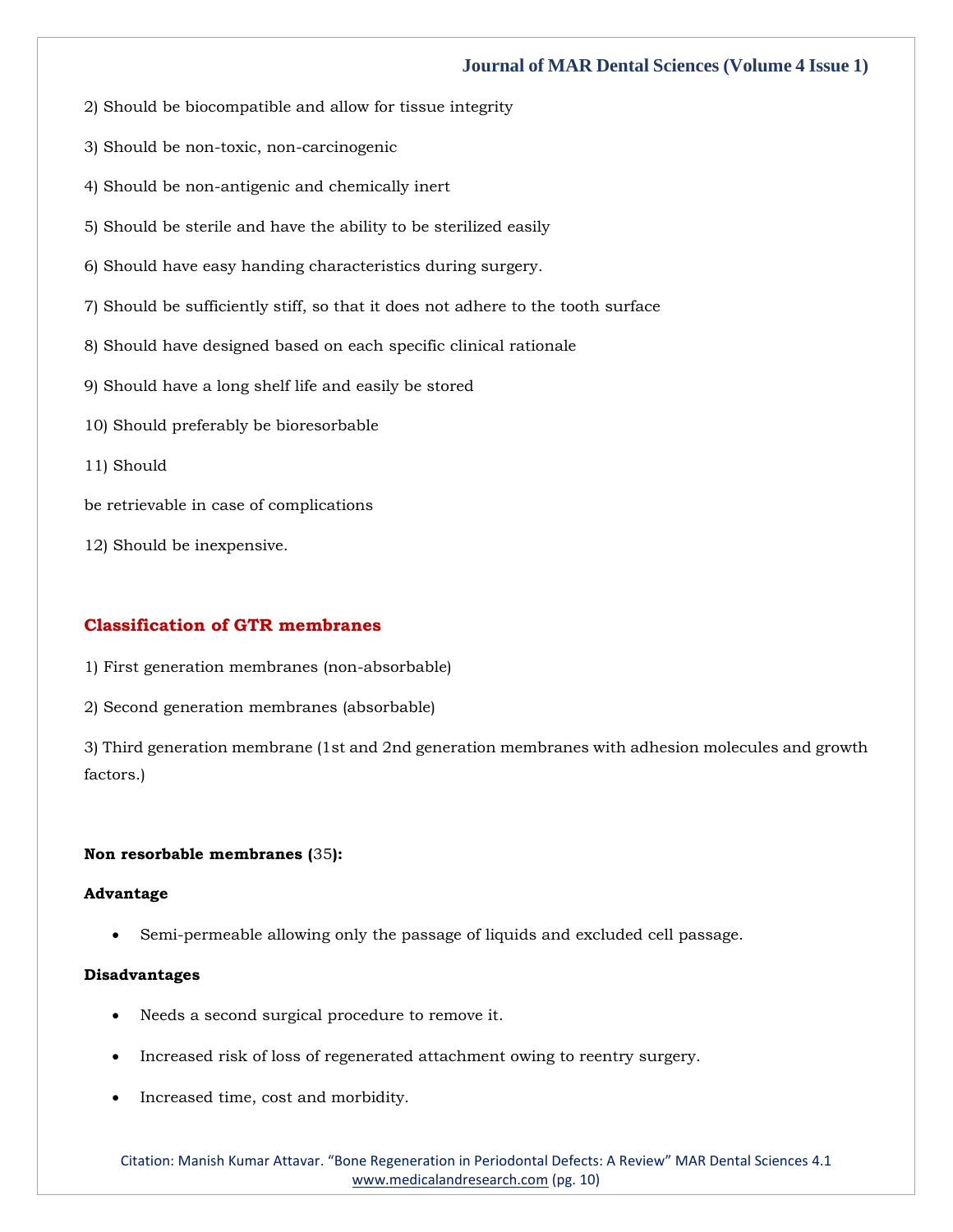2) Should be biocompatible and allow for tissue integrity

3) Should be non-toxic, non-carcinogenic

4) Should be non-antigenic and chemically inert

5) Should be sterile and have the ability to be sterilized easily

6) Should have easy handing characteristics during surgery.

7) Should be sufficiently stiff, so that it does not adhere to the tooth surface

8) Should have designed based on each specific clinical rationale

9) Should have a long shelf life and easily be stored

10) Should preferably be bioresorbable

11) Should

be retrievable in case of complications

12) Should be inexpensive.

## Classification of GTR membranes

1) First generation membranes (non-absorbable)

2) Second generation membranes (absorbable)

3) Third generation membrane (1st and 2nd generation membranes with adhesion molecules and growth factors.)

**Non resorbable membranes (35):**

**Advantage**

- Semi-permeable allowing only the passage of liquids and excluded cell passage.

**Disadvantages**

- Needs a second surgical procedure to remove it.
- Increased risk of loss of regenerated attachment owing to reentry surgery.
- Increased time, cost and morbidity.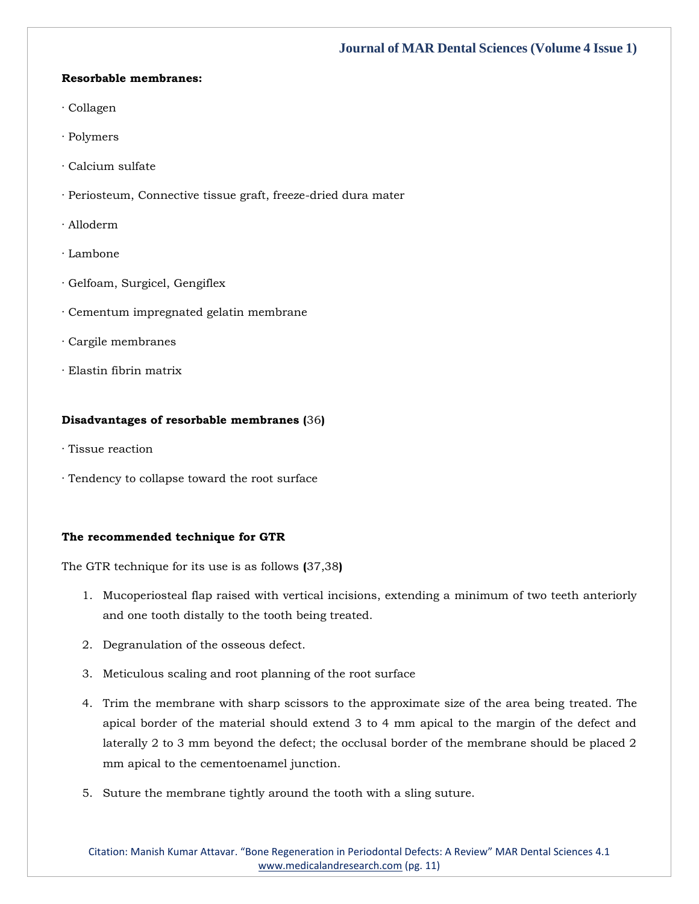**Resorbable membranes:**

· Collagen

· Polymers

· Calcium sulfate

· Periosteum, Connective tissue graft, freeze-dried dura mater

· Alloderm

· Lambone

· Gelfoam, Surgicel, Gengiflex

· Cementum impregnated gelatin membrane

· Cargile membranes

· Elastin fibrin matrix

**Disadvantages of resorbable membranes (36)**

· Tissue reaction

· Tendency to collapse toward the root surface

**The recommended technique for GTR**

The GTR technique for its use is as follows (37,38)

1. Mucoperiosteal flap raised with vertical incisions, extending a minimum of two teeth anteriorly and one tooth distally to the tooth being treated.
2. Degranulation of the osseous defect.
3. Meticulous scaling and root planning of the root surface
4. Trim the membrane with sharp scissors to the approximate size of the area being treated. The apical border of the material should extend 3 to 4 mm apical to the margin of the defect and laterally 2 to 3 mm beyond the defect; the occlusal border of the membrane should be placed 2 mm apical to the cementoenamel junction.
5. Suture the membrane tightly around the tooth with a sling suture.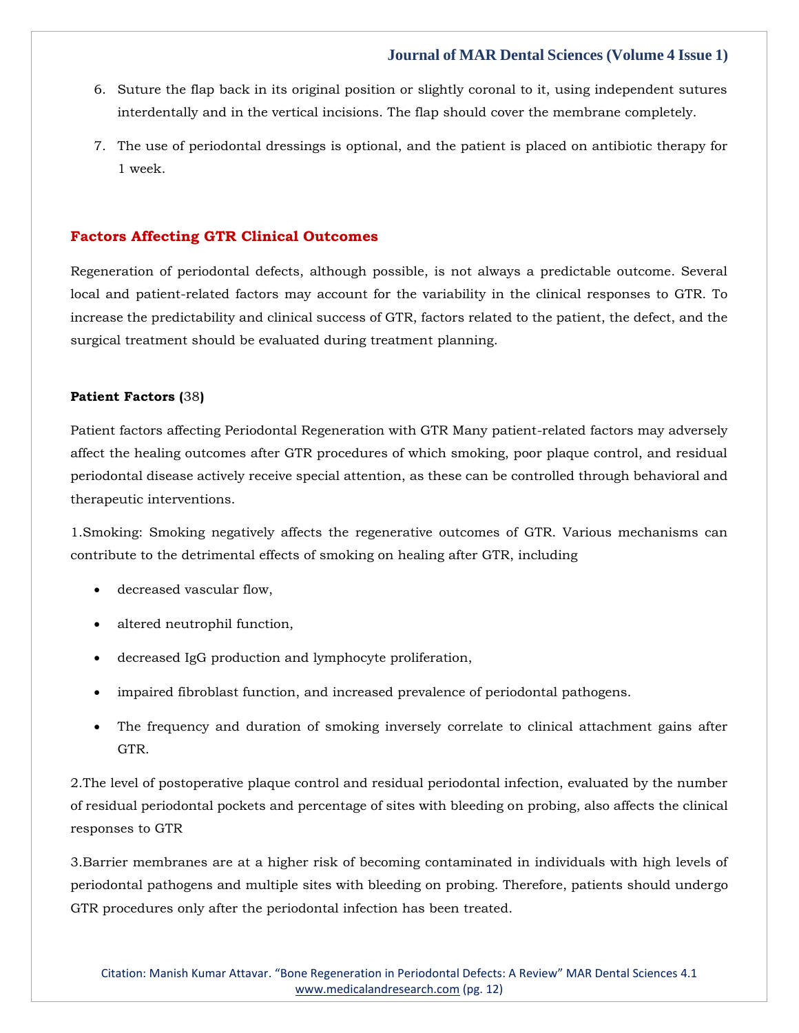6. Suture the flap back in its original position or slightly coronal to it, using independent sutures interdentally and in the vertical incisions. The flap should cover the membrane completely.
7. The use of periodontal dressings is optional, and the patient is placed on antibiotic therapy for 1 week.

## Factors Affecting GTR Clinical Outcomes

Regeneration of periodontal defects, although possible, is not always a predictable outcome. Several local and patient-related factors may account for the variability in the clinical responses to GTR. To increase the predictability and clinical success of GTR, factors related to the patient, the defect, and the surgical treatment should be evaluated during treatment planning.

### Patient Factors (38)

Patient factors affecting Periodontal Regeneration with GTR Many patient-related factors may adversely affect the healing outcomes after GTR procedures of which smoking, poor plaque control, and residual periodontal disease actively receive special attention, as these can be controlled through behavioral and therapeutic interventions.

1.Smoking: Smoking negatively affects the regenerative outcomes of GTR. Various mechanisms can contribute to the detrimental effects of smoking on healing after GTR, including

- decreased vascular flow,
- altered neutrophil function,
- decreased IgG production and lymphocyte proliferation,
- impaired fibroblast function, and increased prevalence of periodontal pathogens.
- The frequency and duration of smoking inversely correlate to clinical attachment gains after GTR.

2.The level of postoperative plaque control and residual periodontal infection, evaluated by the number of residual periodontal pockets and percentage of sites with bleeding on probing, also affects the clinical responses to GTR

3.Barrier membranes are at a higher risk of becoming contaminated in individuals with high levels of periodontal pathogens and multiple sites with bleeding on probing. Therefore, patients should undergo GTR procedures only after the periodontal infection has been treated.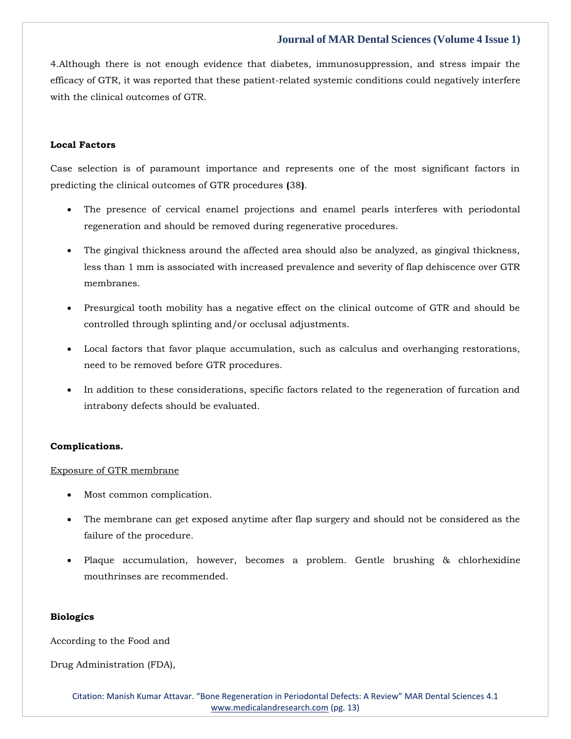4.Although there is not enough evidence that diabetes, immunosuppression, and stress impair the efficacy of GTR, it was reported that these patient-related systemic conditions could negatively interfere with the clinical outcomes of GTR.

**Local Factors**

Case selection is of paramount importance and represents one of the most significant factors in predicting the clinical outcomes of GTR procedures **(**38**)**.

- The presence of cervical enamel projections and enamel pearls interferes with periodontal regeneration and should be removed during regenerative procedures.
- The gingival thickness around the affected area should also be analyzed, as gingival thickness, less than 1 mm is associated with increased prevalence and severity of flap dehiscence over GTR membranes.
- Presurgical tooth mobility has a negative effect on the clinical outcome of GTR and should be controlled through splinting and/or occlusal adjustments.
- Local factors that favor plaque accumulation, such as calculus and overhanging restorations, need to be removed before GTR procedures.
- In addition to these considerations, specific factors related to the regeneration of furcation and intrabony defects should be evaluated.

**Complications.**

Exposure of GTR membrane

- Most common complication.
- The membrane can get exposed anytime after flap surgery and should not be considered as the failure of the procedure.
- Plaque accumulation, however, becomes a problem. Gentle brushing & chlorhexidine mouthrinses are recommended.

**Biologics**

According to the Food and

Drug Administration (FDA),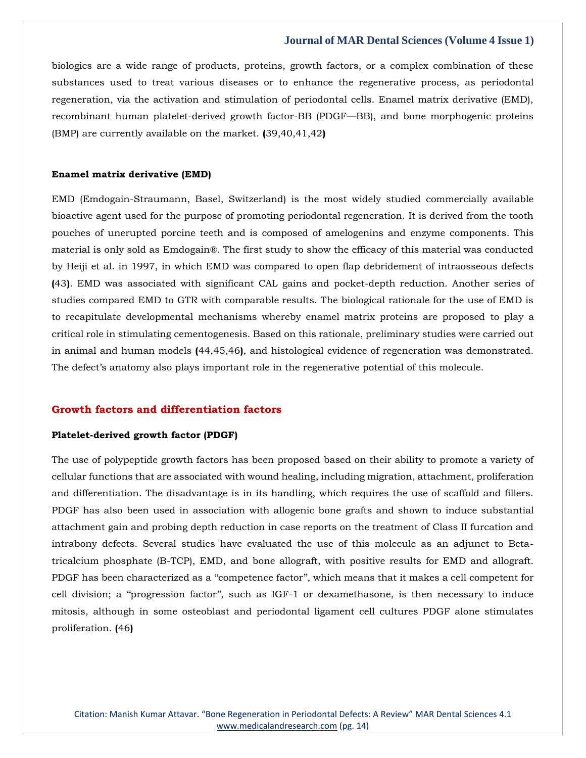biologics are a wide range of products, proteins, growth factors, or a complex combination of these substances used to treat various diseases or to enhance the regenerative process, as periodontal regeneration, via the activation and stimulation of periodontal cells. Enamel matrix derivative (EMD), recombinant human platelet-derived growth factor-BB (PDGF—BB), and bone morphogenic proteins (BMP) are currently available on the market. (39,40,41,42)

**Enamel matrix derivative (EMD)**

EMD (Emdogain-Straumann, Basel, Switzerland) is the most widely studied commercially available bioactive agent used for the purpose of promoting periodontal regeneration. It is derived from the tooth pouches of unerupted porcine teeth and is composed of amelogenins and enzyme components. This material is only sold as Emdogain®. The first study to show the efficacy of this material was conducted by Heiji et al. in 1997, in which EMD was compared to open flap debridement of intraosseous defects (43). EMD was associated with significant CAL gains and pocket-depth reduction. Another series of studies compared EMD to GTR with comparable results. The biological rationale for the use of EMD is to recapitulate developmental mechanisms whereby enamel matrix proteins are proposed to play a critical role in stimulating cementogenesis. Based on this rationale, preliminary studies were carried out in animal and human models (44,45,46), and histological evidence of regeneration was demonstrated. The defect's anatomy also plays important role in the regenerative potential of this molecule.

## Growth factors and differentiation factors

**Platelet-derived growth factor (PDGF)**

The use of polypeptide growth factors has been proposed based on their ability to promote a variety of cellular functions that are associated with wound healing, including migration, attachment, proliferation and differentiation. The disadvantage is in its handling, which requires the use of scaffold and fillers. PDGF has also been used in association with allogenic bone grafts and shown to induce substantial attachment gain and probing depth reduction in case reports on the treatment of Class II furcation and intrabony defects. Several studies have evaluated the use of this molecule as an adjunct to Beta-tricalcium phosphate (B-TCP), EMD, and bone allograft, with positive results for EMD and allograft. PDGF has been characterized as a "competence factor", which means that it makes a cell competent for cell division; a "progression factor", such as IGF-1 or dexamethasone, is then necessary to induce mitosis, although in some osteoblast and periodontal ligament cell cultures PDGF alone stimulates proliferation. (46)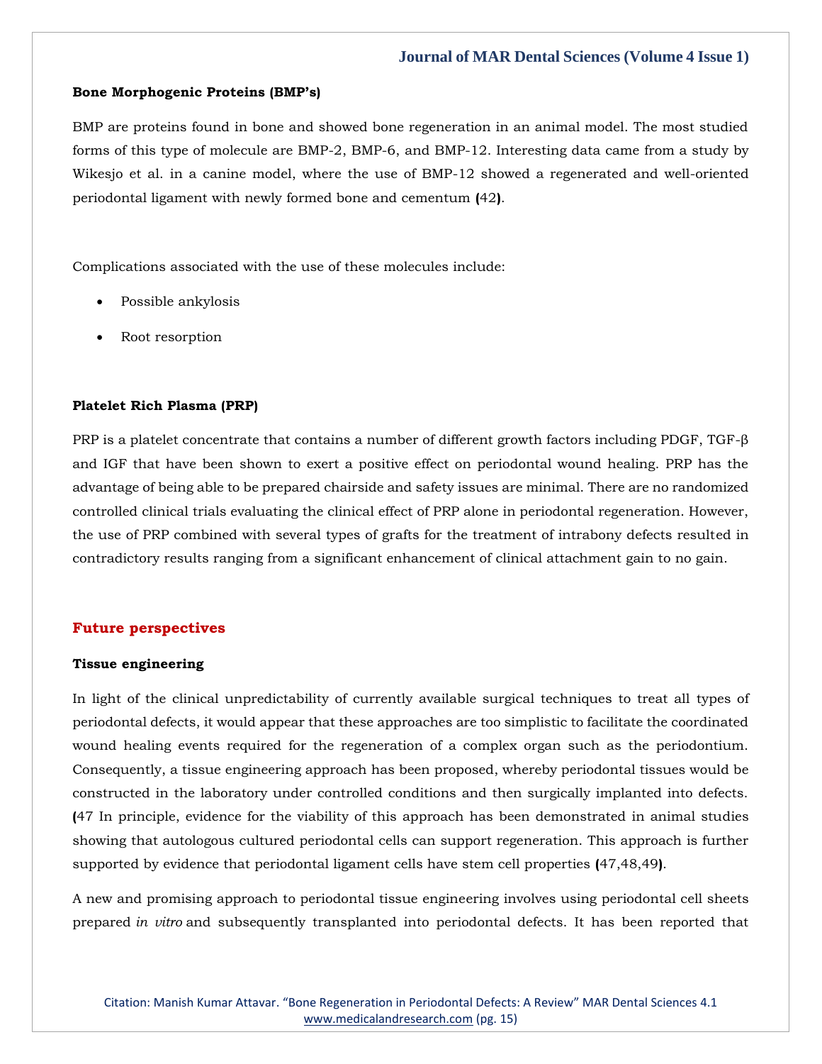### Bone Morphogenic Proteins (BMP's)

BMP are proteins found in bone and showed bone regeneration in an animal model. The most studied forms of this type of molecule are BMP-2, BMP-6, and BMP-12. Interesting data came from a study by Wikesjo et al. in a canine model, where the use of BMP-12 showed a regenerated and well-oriented periodontal ligament with newly formed bone and cementum (42).

Complications associated with the use of these molecules include:

- Possible ankylosis
- Root resorption

### Platelet Rich Plasma (PRP)

PRP is a platelet concentrate that contains a number of different growth factors including PDGF, TGF-β and IGF that have been shown to exert a positive effect on periodontal wound healing. PRP has the advantage of being able to be prepared chairside and safety issues are minimal. There are no randomized controlled clinical trials evaluating the clinical effect of PRP alone in periodontal regeneration. However, the use of PRP combined with several types of grafts for the treatment of intrabony defects resulted in contradictory results ranging from a significant enhancement of clinical attachment gain to no gain.

## Future perspectives

### Tissue engineering

In light of the clinical unpredictability of currently available surgical techniques to treat all types of periodontal defects, it would appear that these approaches are too simplistic to facilitate the coordinated wound healing events required for the regeneration of a complex organ such as the periodontium. Consequently, a tissue engineering approach has been proposed, whereby periodontal tissues would be constructed in the laboratory under controlled conditions and then surgically implanted into defects. (47 In principle, evidence for the viability of this approach has been demonstrated in animal studies showing that autologous cultured periodontal cells can support regeneration. This approach is further supported by evidence that periodontal ligament cells have stem cell properties (47,48,49).

A new and promising approach to periodontal tissue engineering involves using periodontal cell sheets prepared *in vitro* and subsequently transplanted into periodontal defects. It has been reported that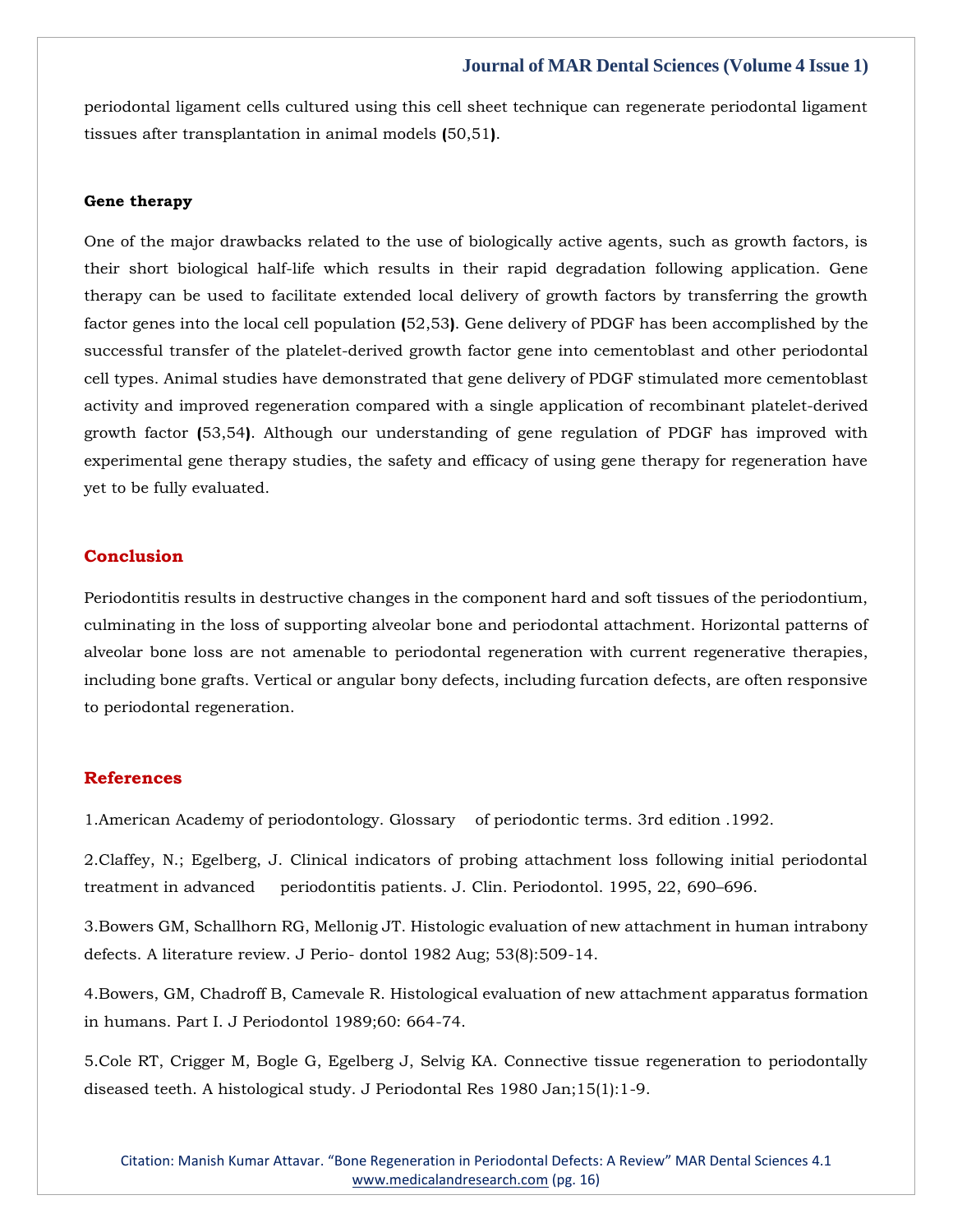periodontal ligament cells cultured using this cell sheet technique can regenerate periodontal ligament tissues after transplantation in animal models (50,51).

### Gene therapy

One of the major drawbacks related to the use of biologically active agents, such as growth factors, is their short biological half-life which results in their rapid degradation following application. Gene therapy can be used to facilitate extended local delivery of growth factors by transferring the growth factor genes into the local cell population (52,53). Gene delivery of PDGF has been accomplished by the successful transfer of the platelet-derived growth factor gene into cementoblast and other periodontal cell types. Animal studies have demonstrated that gene delivery of PDGF stimulated more cementoblast activity and improved regeneration compared with a single application of recombinant platelet-derived growth factor (53,54). Although our understanding of gene regulation of PDGF has improved with experimental gene therapy studies, the safety and efficacy of using gene therapy for regeneration have yet to be fully evaluated.

## Conclusion

Periodontitis results in destructive changes in the component hard and soft tissues of the periodontium, culminating in the loss of supporting alveolar bone and periodontal attachment. Horizontal patterns of alveolar bone loss are not amenable to periodontal regeneration with current regenerative therapies, including bone grafts. Vertical or angular bony defects, including furcation defects, are often responsive to periodontal regeneration.

## References

1.American Academy of periodontology. Glossary of periodontic terms. 3rd edition .1992.

2.Claffey, N.; Egelberg, J. Clinical indicators of probing attachment loss following initial periodontal treatment in advanced periodontitis patients. J. Clin. Periodontol. 1995, 22, 690–696.

3.Bowers GM, Schallhorn RG, Mellonig JT. Histologic evaluation of new attachment in human intrabony defects. A literature review. J Perio- dontol 1982 Aug; 53(8):509-14.

4.Bowers, GM, Chadroff B, Camevale R. Histological evaluation of new attachment apparatus formation in humans. Part I. J Periodontol 1989;60: 664-74.

5.Cole RT, Crigger M, Bogle G, Egelberg J, Selvig KA. Connective tissue regeneration to periodontally diseased teeth. A histological study. J Periodontal Res 1980 Jan;15(1):1-9.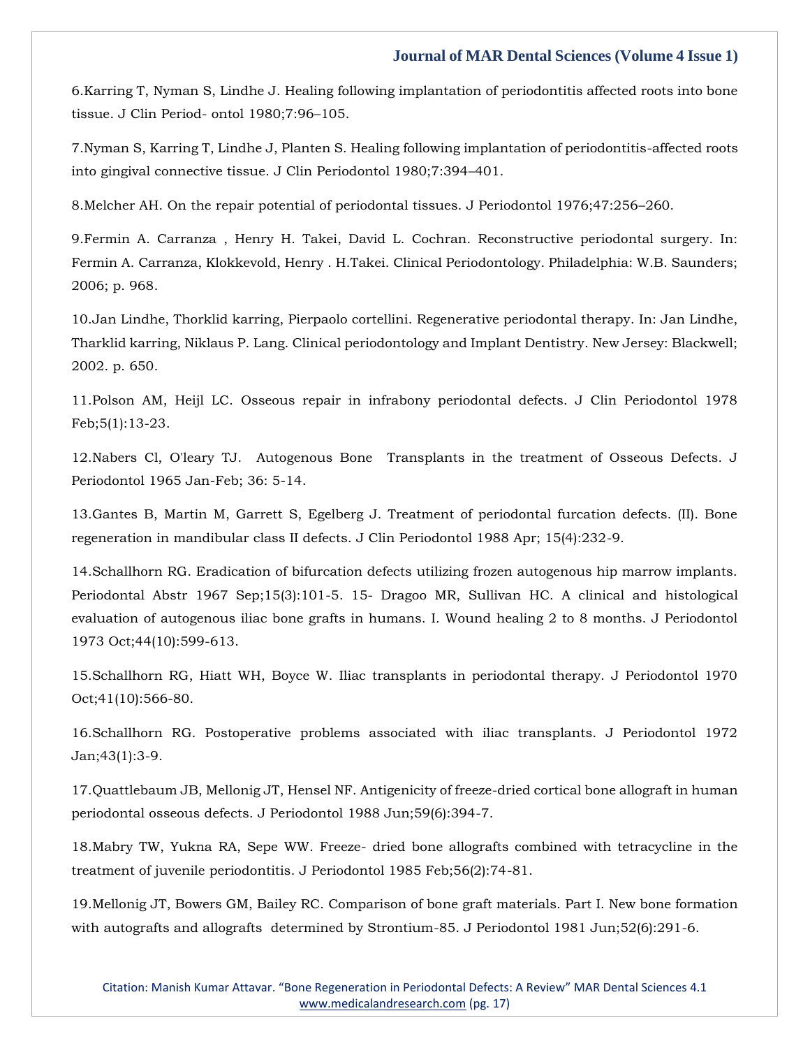6.Karring T, Nyman S, Lindhe J. Healing following implantation of periodontitis affected roots into bone tissue. J Clin Period- ontol 1980;7:96–105.

7.Nyman S, Karring T, Lindhe J, Planten S. Healing following implantation of periodontitis-affected roots into gingival connective tissue. J Clin Periodontol 1980;7:394–401.

8.Melcher AH. On the repair potential of periodontal tissues. J Periodontol 1976;47:256–260.

9.Fermin A. Carranza , Henry H. Takei, David L. Cochran. Reconstructive periodontal surgery. In: Fermin A. Carranza, Klokkevold, Henry . H.Takei. Clinical Periodontology. Philadelphia: W.B. Saunders; 2006; p. 968.

10.Jan Lindhe, Thorklid karring, Pierpaolo cortellini. Regenerative periodontal therapy. In: Jan Lindhe, Tharklid karring, Niklaus P. Lang. Clinical periodontology and Implant Dentistry. New Jersey: Blackwell; 2002. p. 650.

11.Polson AM, Heijl LC. Osseous repair in infrabony periodontal defects. J Clin Periodontol 1978 Feb;5(1):13-23.

12.Nabers Cl, O'leary TJ. Autogenous Bone Transplants in the treatment of Osseous Defects. J Periodontol 1965 Jan-Feb; 36: 5-14.

13.Gantes B, Martin M, Garrett S, Egelberg J. Treatment of periodontal furcation defects. (II). Bone regeneration in mandibular class II defects. J Clin Periodontol 1988 Apr; 15(4):232-9.

14.Schallhorn RG. Eradication of bifurcation defects utilizing frozen autogenous hip marrow implants. Periodontal Abstr 1967 Sep;15(3):101-5. 15- Dragoo MR, Sullivan HC. A clinical and histological evaluation of autogenous iliac bone grafts in humans. I. Wound healing 2 to 8 months. J Periodontol 1973 Oct;44(10):599-613.

15.Schallhorn RG, Hiatt WH, Boyce W. Iliac transplants in periodontal therapy. J Periodontol 1970 Oct;41(10):566-80.

16.Schallhorn RG. Postoperative problems associated with iliac transplants. J Periodontol 1972 Jan;43(1):3-9.

17.Quattlebaum JB, Mellonig JT, Hensel NF. Antigenicity of freeze-dried cortical bone allograft in human periodontal osseous defects. J Periodontol 1988 Jun;59(6):394-7.

18.Mabry TW, Yukna RA, Sepe WW. Freeze- dried bone allografts combined with tetracycline in the treatment of juvenile periodontitis. J Periodontol 1985 Feb;56(2):74-81.

19.Mellonig JT, Bowers GM, Bailey RC. Comparison of bone graft materials. Part I. New bone formation with autografts and allografts determined by Strontium-85. J Periodontol 1981 Jun;52(6):291-6.

Citation: Manish Kumar Attavar. "Bone Regeneration in Periodontal Defects: A Review" MAR Dental Sciences 4.1
www.medicalandresearch.com (pg. 17)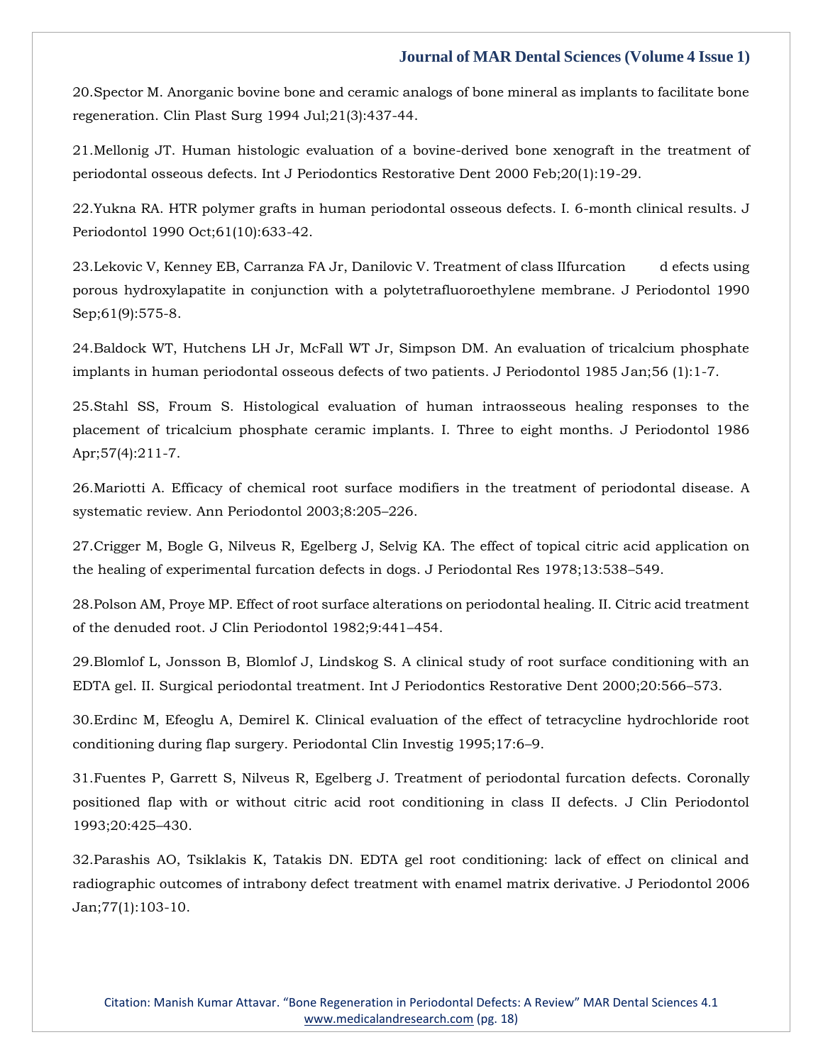20.Spector M. Anorganic bovine bone and ceramic analogs of bone mineral as implants to facilitate bone regeneration. Clin Plast Surg 1994 Jul;21(3):437-44.

21.Mellonig JT. Human histologic evaluation of a bovine-derived bone xenograft in the treatment of periodontal osseous defects. Int J Periodontics Restorative Dent 2000 Feb;20(1):19-29.

22.Yukna RA. HTR polymer grafts in human periodontal osseous defects. I. 6-month clinical results. J Periodontol 1990 Oct;61(10):633-42.

23.Lekovic V, Kenney EB, Carranza FA Jr, Danilovic V. Treatment of class IIfurcation d efects using porous hydroxylapatite in conjunction with a polytetrafluoroethylene membrane. J Periodontol 1990 Sep;61(9):575-8.

24.Baldock WT, Hutchens LH Jr, McFall WT Jr, Simpson DM. An evaluation of tricalcium phosphate implants in human periodontal osseous defects of two patients. J Periodontol 1985 Jan;56 (1):1-7.

25.Stahl SS, Froum S. Histological evaluation of human intraosseous healing responses to the placement of tricalcium phosphate ceramic implants. I. Three to eight months. J Periodontol 1986 Apr;57(4):211-7.

26.Mariotti A. Efficacy of chemical root surface modifiers in the treatment of periodontal disease. A systematic review. Ann Periodontol 2003;8:205–226.

27.Crigger M, Bogle G, Nilveus R, Egelberg J, Selvig KA. The effect of topical citric acid application on the healing of experimental furcation defects in dogs. J Periodontal Res 1978;13:538–549.

28.Polson AM, Proye MP. Effect of root surface alterations on periodontal healing. II. Citric acid treatment of the denuded root. J Clin Periodontol 1982;9:441–454.

29.Blomlof L, Jonsson B, Blomlof J, Lindskog S. A clinical study of root surface conditioning with an EDTA gel. II. Surgical periodontal treatment. Int J Periodontics Restorative Dent 2000;20:566–573.

30.Erdinc M, Efeoglu A, Demirel K. Clinical evaluation of the effect of tetracycline hydrochloride root conditioning during flap surgery. Periodontal Clin Investig 1995;17:6–9.

31.Fuentes P, Garrett S, Nilveus R, Egelberg J. Treatment of periodontal furcation defects. Coronally positioned flap with or without citric acid root conditioning in class II defects. J Clin Periodontol 1993;20:425–430.

32.Parashis AO, Tsiklakis K, Tatakis DN. EDTA gel root conditioning: lack of effect on clinical and radiographic outcomes of intrabony defect treatment with enamel matrix derivative. J Periodontol 2006 Jan;77(1):103-10.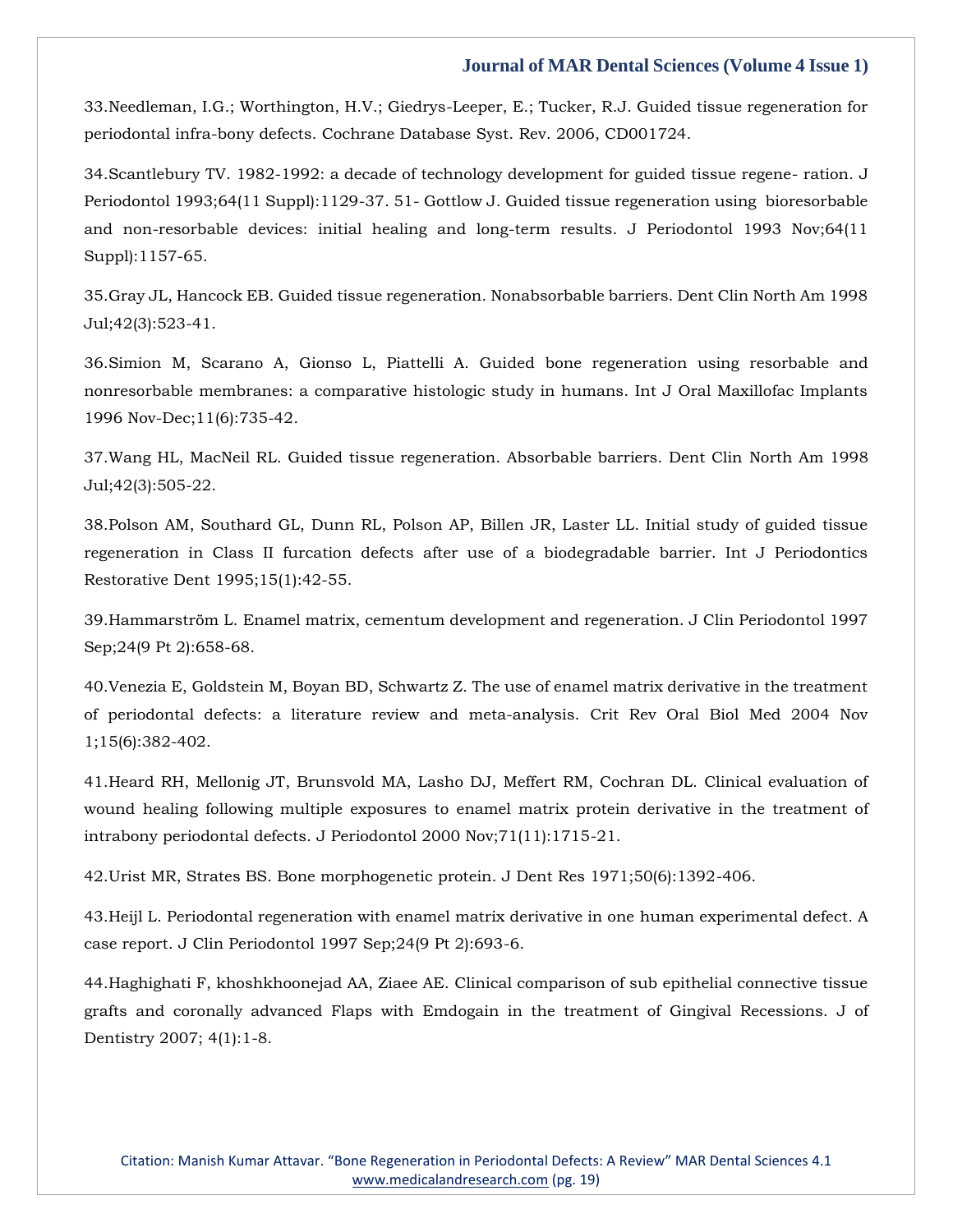33.Needleman, I.G.; Worthington, H.V.; Giedrys-Leeper, E.; Tucker, R.J. Guided tissue regeneration for periodontal infra-bony defects. Cochrane Database Syst. Rev. 2006, CD001724.

34.Scantlebury TV. 1982-1992: a decade of technology development for guided tissue regene- ration. J Periodontol 1993;64(11 Suppl):1129-37. 51- Gottlow J. Guided tissue regeneration using bioresorbable and non-resorbable devices: initial healing and long-term results. J Periodontol 1993 Nov;64(11 Suppl):1157-65.

35.Gray JL, Hancock EB. Guided tissue regeneration. Nonabsorbable barriers. Dent Clin North Am 1998 Jul;42(3):523-41.

36.Simion M, Scarano A, Gionso L, Piattelli A. Guided bone regeneration using resorbable and nonresorbable membranes: a comparative histologic study in humans. Int J Oral Maxillofac Implants 1996 Nov-Dec;11(6):735-42.

37.Wang HL, MacNeil RL. Guided tissue regeneration. Absorbable barriers. Dent Clin North Am 1998 Jul;42(3):505-22.

38.Polson AM, Southard GL, Dunn RL, Polson AP, Billen JR, Laster LL. Initial study of guided tissue regeneration in Class II furcation defects after use of a biodegradable barrier. Int J Periodontics Restorative Dent 1995;15(1):42-55.

39.Hammarström L. Enamel matrix, cementum development and regeneration. J Clin Periodontol 1997 Sep;24(9 Pt 2):658-68.

40.Venezia E, Goldstein M, Boyan BD, Schwartz Z. The use of enamel matrix derivative in the treatment of periodontal defects: a literature review and meta-analysis. Crit Rev Oral Biol Med 2004 Nov 1;15(6):382-402.

41.Heard RH, Mellonig JT, Brunsvold MA, Lasho DJ, Meffert RM, Cochran DL. Clinical evaluation of wound healing following multiple exposures to enamel matrix protein derivative in the treatment of intrabony periodontal defects. J Periodontol 2000 Nov;71(11):1715-21.

42.Urist MR, Strates BS. Bone morphogenetic protein. J Dent Res 1971;50(6):1392-406.

43.Heijl L. Periodontal regeneration with enamel matrix derivative in one human experimental defect. A case report. J Clin Periodontol 1997 Sep;24(9 Pt 2):693-6.

44.Haghighati F, khoshkhoonejad AA, Ziaee AE. Clinical comparison of sub epithelial connective tissue grafts and coronally advanced Flaps with Emdogain in the treatment of Gingival Recessions. J of Dentistry 2007; 4(1):1-8.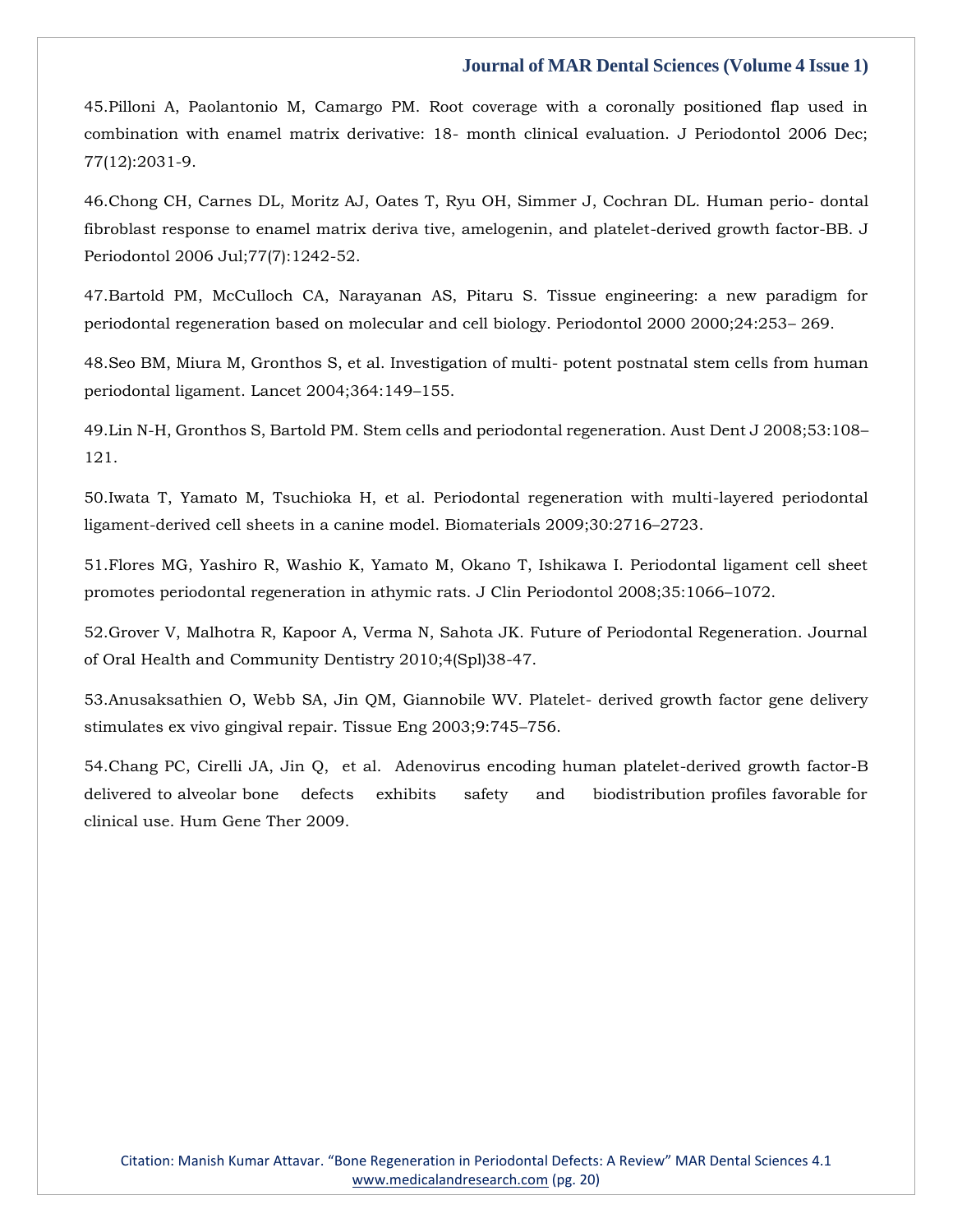45.Pilloni A, Paolantonio M, Camargo PM. Root coverage with a coronally positioned flap used in combination with enamel matrix derivative: 18- month clinical evaluation. J Periodontol 2006 Dec; 77(12):2031-9.

46.Chong CH, Carnes DL, Moritz AJ, Oates T, Ryu OH, Simmer J, Cochran DL. Human perio- dontal fibroblast response to enamel matrix deriva tive, amelogenin, and platelet-derived growth factor-BB. J Periodontol 2006 Jul;77(7):1242-52.

47.Bartold PM, McCulloch CA, Narayanan AS, Pitaru S. Tissue engineering: a new paradigm for periodontal regeneration based on molecular and cell biology. Periodontol 2000 2000;24:253– 269.

48.Seo BM, Miura M, Gronthos S, et al. Investigation of multi- potent postnatal stem cells from human periodontal ligament. Lancet 2004;364:149–155.

49.Lin N-H, Gronthos S, Bartold PM. Stem cells and periodontal regeneration. Aust Dent J 2008;53:108–121.

50.Iwata T, Yamato M, Tsuchioka H, et al. Periodontal regeneration with multi-layered periodontal ligament-derived cell sheets in a canine model. Biomaterials 2009;30:2716–2723.

51.Flores MG, Yashiro R, Washio K, Yamato M, Okano T, Ishikawa I. Periodontal ligament cell sheet promotes periodontal regeneration in athymic rats. J Clin Periodontol 2008;35:1066–1072.

52.Grover V, Malhotra R, Kapoor A, Verma N, Sahota JK. Future of Periodontal Regeneration. Journal of Oral Health and Community Dentistry 2010;4(Spl)38-47.

53.Anusaksathien O, Webb SA, Jin QM, Giannobile WV. Platelet- derived growth factor gene delivery stimulates ex vivo gingival repair. Tissue Eng 2003;9:745–756.

54.Chang PC, Cirelli JA, Jin Q, et al. Adenovirus encoding human platelet-derived growth factor-B delivered to alveolar bone defects exhibits safety and biodistribution profiles favorable for clinical use. Hum Gene Ther 2009.